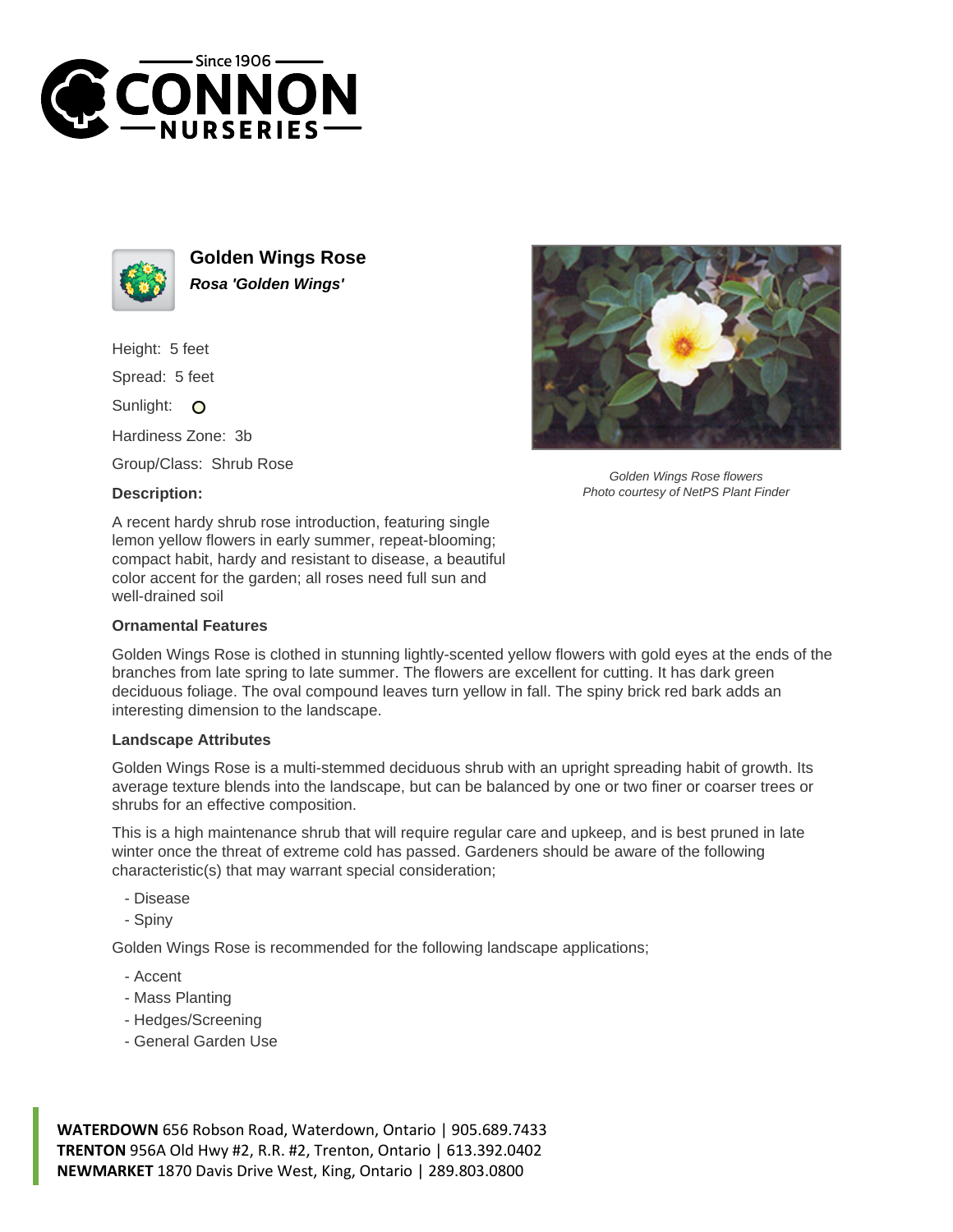# Golden Wings Rose

***Rosa 'Golden Wings'***

Height: 5 feet

Spread: 5 feet

Sunlight: O

Hardiness Zone: 3b

Group/Class: Shrub Rose

**Description:**

A recent hardy shrub rose introduction, featuring single lemon yellow flowers in early summer, repeat-blooming; compact habit, hardy and resistant to disease, a beautiful color accent for the garden; all roses need full sun and well-drained soil

*Golden Wings Rose flowers*
*Photo courtesy of NetPS Plant Finder*

### Ornamental Features

Golden Wings Rose is clothed in stunning lightly-scented yellow flowers with gold eyes at the ends of the branches from late spring to late summer. The flowers are excellent for cutting. It has dark green deciduous foliage. The oval compound leaves turn yellow in fall. The spiny brick red bark adds an interesting dimension to the landscape.

### Landscape Attributes

Golden Wings Rose is a multi-stemmed deciduous shrub with an upright spreading habit of growth. Its average texture blends into the landscape, but can be balanced by one or two finer or coarser trees or shrubs for an effective composition.

This is a high maintenance shrub that will require regular care and upkeep, and is best pruned in late winter once the threat of extreme cold has passed. Gardeners should be aware of the following characteristic(s) that may warrant special consideration;

- Disease
- Spiny

Golden Wings Rose is recommended for the following landscape applications;

- Accent
- Mass Planting
- Hedges/Screening
- General Garden Use

**WATERDOWN** 656 Robson Road, Waterdown, Ontario | 905.689.7433
**TRENTON** 956A Old Hwy #2, R.R. #2, Trenton, Ontario | 613.392.0402
**NEWMARKET** 1870 Davis Drive West, King, Ontario | 289.803.0800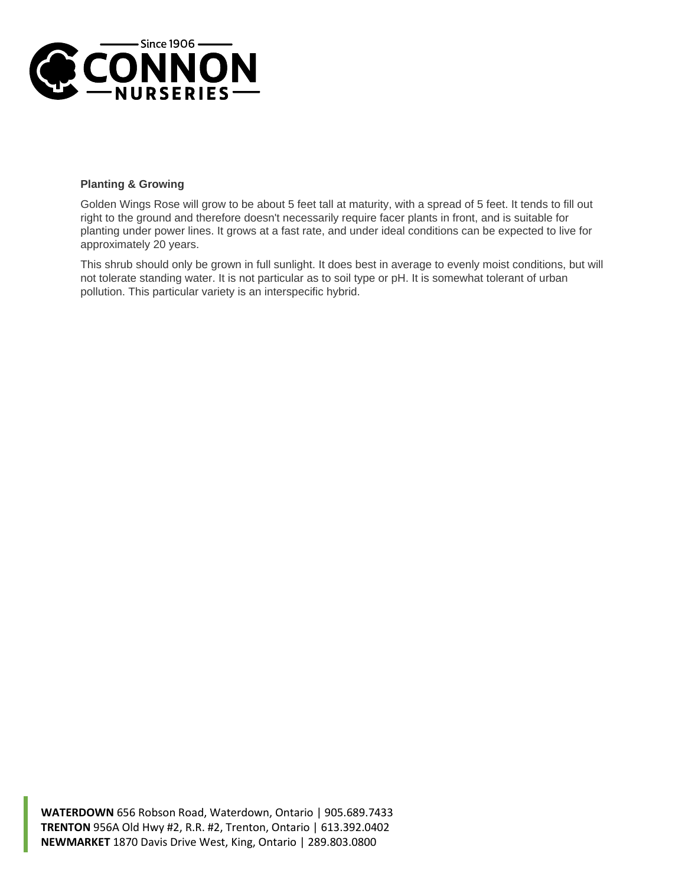## Planting & Growing

Golden Wings Rose will grow to be about 5 feet tall at maturity, with a spread of 5 feet. It tends to fill out right to the ground and therefore doesn't necessarily require facer plants in front, and is suitable for planting under power lines. It grows at a fast rate, and under ideal conditions can be expected to live for approximately 20 years.

This shrub should only be grown in full sunlight. It does best in average to evenly moist conditions, but will not tolerate standing water. It is not particular as to soil type or pH. It is somewhat tolerant of urban pollution. This particular variety is an interspecific hybrid.